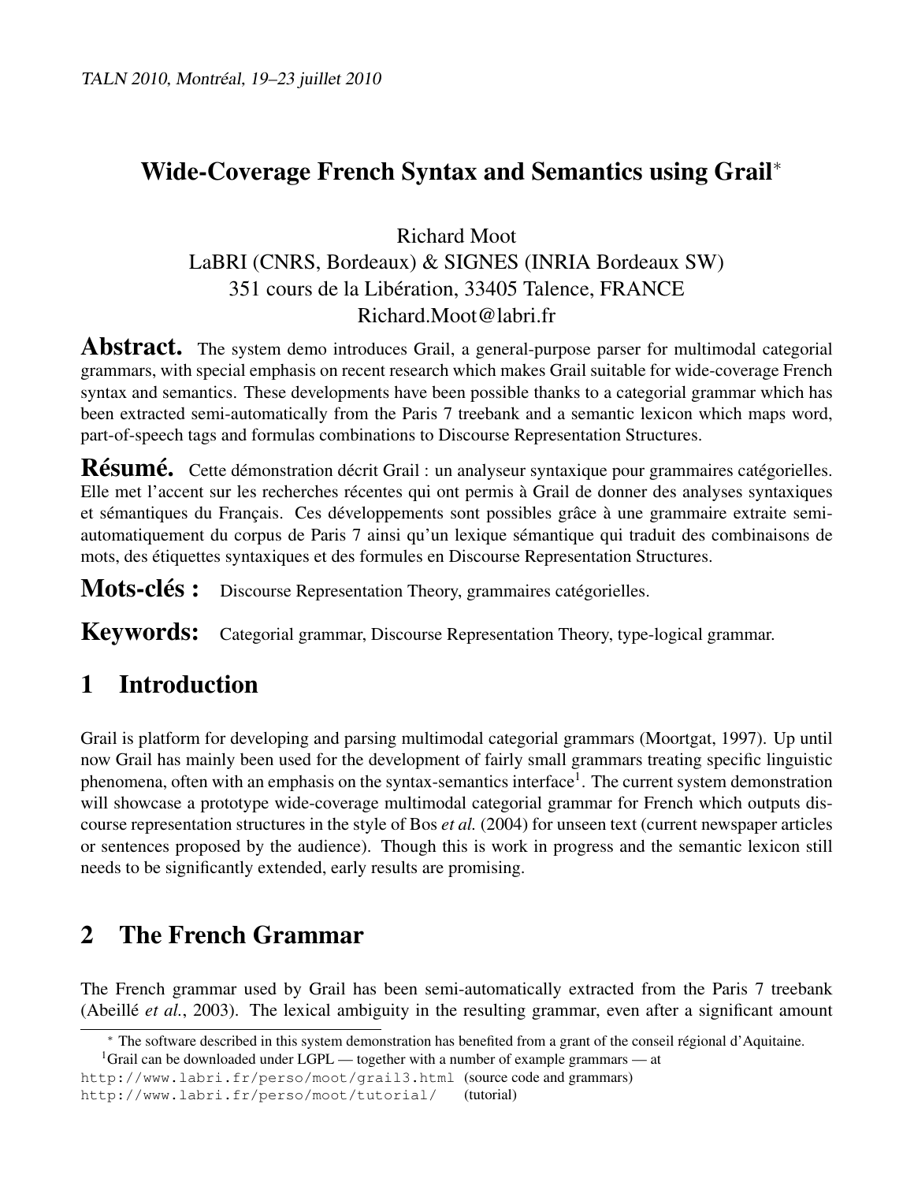# Wide-Coverage French Syntax and Semantics using Grail*

Richard Moot
LaBRI (CNRS, Bordeaux) & SIGNES (INRIA Bordeaux SW)
351 cours de la Libération, 33405 Talence, FRANCE
Richard.Moot@labri.fr

**Abstract.** The system demo introduces Grail, a general-purpose parser for multimodal categorial grammars, with special emphasis on recent research which makes Grail suitable for wide-coverage French syntax and semantics. These developments have been possible thanks to a categorial grammar which has been extracted semi-automatically from the Paris 7 treebank and a semantic lexicon which maps word, part-of-speech tags and formulas combinations to Discourse Representation Structures.

**Résumé.** Cette démonstration décrit Grail : un analyseur syntaxique pour grammaires catégorielles. Elle met l'accent sur les recherches récentes qui ont permis à Grail de donner des analyses syntaxiques et sémantiques du Français. Ces développements sont possibles grâce à une grammaire extraite semi-automatiquement du corpus de Paris 7 ainsi qu'un lexique sémantique qui traduit des combinaisons de mots, des étiquettes syntaxiques et des formules en Discourse Representation Structures.

**Mots-clés :** Discourse Representation Theory, grammaires catégorielles.

**Keywords:** Categorial grammar, Discourse Representation Theory, type-logical grammar.

## 1 Introduction

Grail is platform for developing and parsing multimodal categorial grammars (Moortgat, 1997). Up until now Grail has mainly been used for the development of fairly small grammars treating specific linguistic phenomena, often with an emphasis on the syntax-semantics interface[1]. The current system demonstration will showcase a prototype wide-coverage multimodal categorial grammar for French which outputs discourse representation structures in the style of Bos *et al.* (2004) for unseen text (current newspaper articles or sentences proposed by the audience). Though this is work in progress and the semantic lexicon still needs to be significantly extended, early results are promising.

## 2 The French Grammar

The French grammar used by Grail has been semi-automatically extracted from the Paris 7 treebank (Abeillé *et al.*, 2003). The lexical ambiguity in the resulting grammar, even after a significant amount

---

* The software described in this system demonstration has benefited from a grant of the conseil régional d'Aquitaine.

[1] Grail can be downloaded under LGPL — together with a number of example grammars — at
http://www.labri.fr/perso/moot/grail3.html (source code and grammars)
http://www.labri.fr/perso/moot/tutorial/ (tutorial)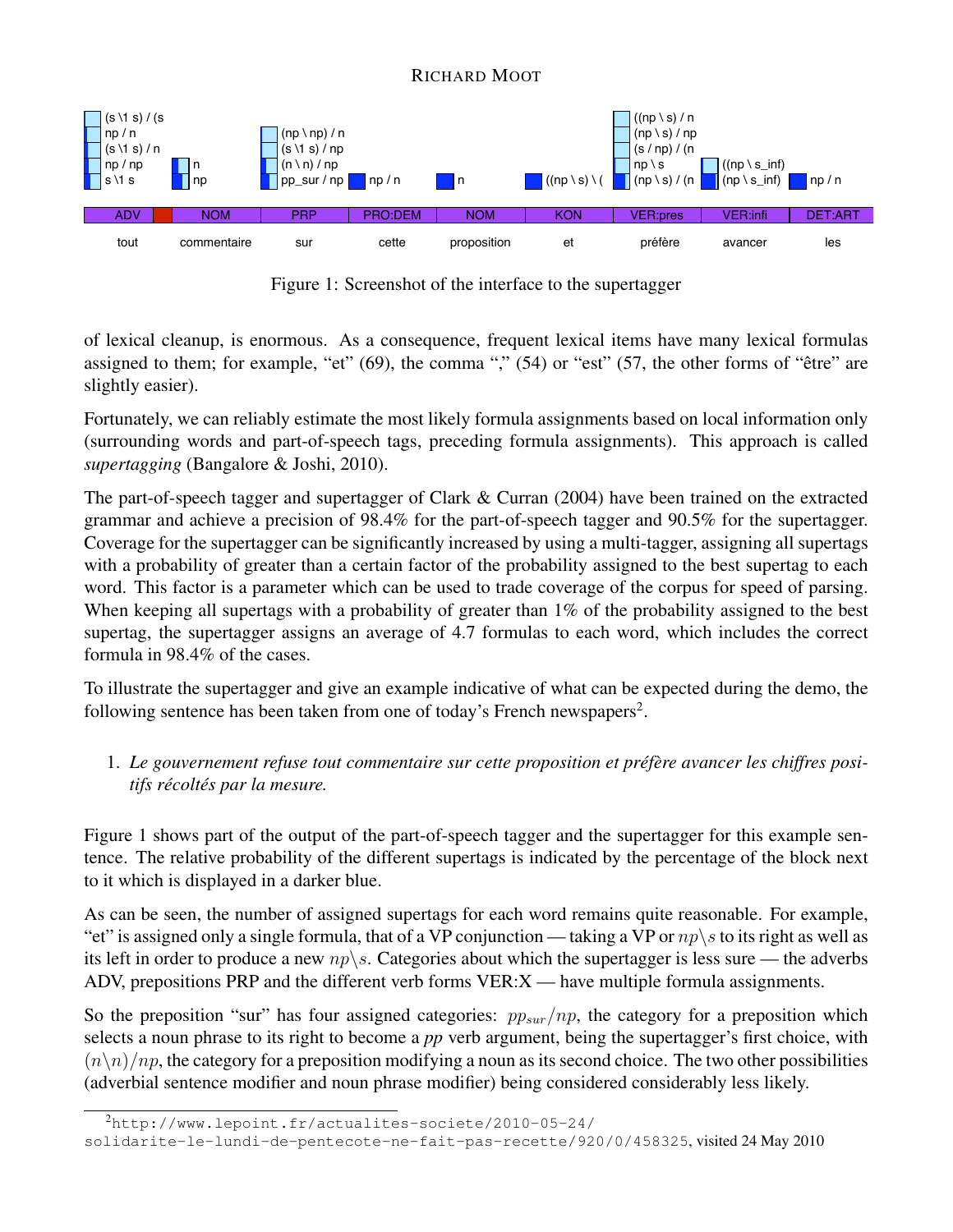| ADV | | NOM | PRP | PRO:DEM | NOM | KON | VER:pres | VER:infi | DET:ART |
|---|---|---|---|---|---|---|---|---|---|
| (s \1 s) / (s<br>np / n<br>(s \1 s) / n<br>np / np<br>s \1 s | | n<br>np | (np \ np) / n<br>(s \1 s) / np<br>(n \ n) / np<br>pp_sur / np | np / n | n | ((np \ s) \ ( | ((np \ s) / n<br>(np \ s) / np<br>(s / np) / (n<br>np \ s<br>(np \ s) / (n | ((np \ s_inf)<br>(np \ s_inf) | np / n |
| tout | | commentaire | sur | cette | proposition | et | préfère | avancer | les |

Figure 1: Screenshot of the interface to the supertagger

of lexical cleanup, is enormous. As a consequence, frequent lexical items have many lexical formulas assigned to them; for example, "et" (69), the comma "," (54) or "est" (57, the other forms of "être" are slightly easier).

Fortunately, we can reliably estimate the most likely formula assignments based on local information only (surrounding words and part-of-speech tags, preceding formula assignments). This approach is called *supertagging* (Bangalore & Joshi, 2010).

The part-of-speech tagger and supertagger of Clark & Curran (2004) have been trained on the extracted grammar and achieve a precision of 98.4% for the part-of-speech tagger and 90.5% for the supertagger. Coverage for the supertagger can be significantly increased by using a multi-tagger, assigning all supertags with a probability of greater than a certain factor of the probability assigned to the best supertag to each word. This factor is a parameter which can be used to trade coverage of the corpus for speed of parsing. When keeping all supertags with a probability of greater than 1% of the probability assigned to the best supertag, the supertagger assigns an average of 4.7 formulas to each word, which includes the correct formula in 98.4% of the cases.

To illustrate the supertagger and give an example indicative of what can be expected during the demo, the following sentence has been taken from one of today's French newspapers[2].

1. *Le gouvernement refuse tout commentaire sur cette proposition et préfère avancer les chiffres positifs récoltés par la mesure.*

Figure 1 shows part of the output of the part-of-speech tagger and the supertagger for this example sentence. The relative probability of the different supertags is indicated by the percentage of the block next to it which is displayed in a darker blue.

As can be seen, the number of assigned supertags for each word remains quite reasonable. For example, "et" is assigned only a single formula, that of a VP conjunction — taking a VP or $np\backslash s$ to its right as well as its left in order to produce a new $np\backslash s$. Categories about which the supertagger is less sure — the adverbs ADV, prepositions PRP and the different verb forms VER:X — have multiple formula assignments.

So the preposition "sur" has four assigned categories: $pp_{sur}/np$, the category for a preposition which selects a noun phrase to its right to become a *pp* verb argument, being the supertagger's first choice, with $(n\backslash n)/np$, the category for a preposition modifying a noun as its second choice. The two other possibilities (adverbial sentence modifier and noun phrase modifier) being considered considerably less likely.

[2] `http://www.lepoint.fr/actualites-societe/2010-05-24/solidarite-le-lundi-de-pentecote-ne-fait-pas-recette/920/0/458325`, visited 24 May 2010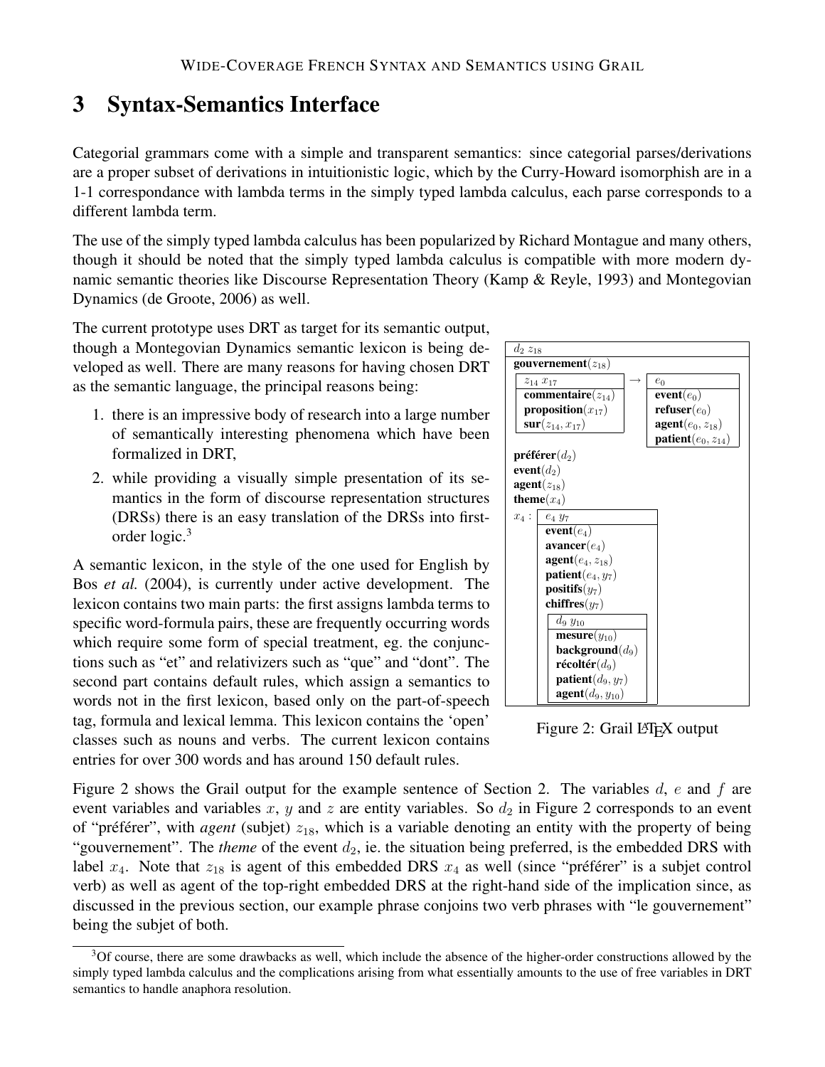# 3 Syntax-Semantics Interface

Categorial grammars come with a simple and transparent semantics: since categorial parses/derivations are a proper subset of derivations in intuitionistic logic, which by the Curry-Howard isomorphish are in a 1-1 correspondance with lambda terms in the simply typed lambda calculus, each parse corresponds to a different lambda term.

The use of the simply typed lambda calculus has been popularized by Richard Montague and many others, though it should be noted that the simply typed lambda calculus is compatible with more modern dynamic semantic theories like Discourse Representation Theory (Kamp & Reyle, 1993) and Montegovian Dynamics (de Groote, 2006) as well.

The current prototype uses DRT as target for its semantic output, though a Montegovian Dynamics semantic lexicon is being developed as well. There are many reasons for having chosen DRT as the semantic language, the principal reasons being:

1. there is an impressive body of research into a large number of semantically interesting phenomena which have been formalized in DRT,
2. while providing a visually simple presentation of its semantics in the form of discourse representation structures (DRSs) there is an easy translation of the DRSs into first-order logic.[3]

A semantic lexicon, in the style of the one used for English by Bos *et al.* (2004), is currently under active development. The lexicon contains two main parts: the first assigns lambda terms to specific word-formula pairs, these are frequently occurring words which require some form of special treatment, eg. the conjunctions such as "et" and relativizers such as "que" and "dont". The second part contains default rules, which assign a semantics to words not in the first lexicon, based only on the part-of-speech tag, formula and lexical lemma. This lexicon contains the 'open' classes such as nouns and verbs. The current lexicon contains entries for over 300 words and has around 150 default rules.

```
d2 z18
---------------------------------------------
gouvernement(z18)
 [ z14 x17               ]     [ e0               ]
 [ commentaire(z14)      ]  →  [ event(e0)        ]
 [ proposition(x17)      ]     [ refuser(e0)      ]
 [ sur(z14, x17)         ]     [ agent(e0, z18)   ]
                               [ patient(e0, z14) ]
préférer(d2)
event(d2)
agent(z18)
theme(x4)
x4 : [ e4 y7                  ]
     [ event(e4)              ]
     [ avancer(e4)            ]
     [ agent(e4, z18)         ]
     [ patient(e4, y7)        ]
     [ positifs(y7)           ]
     [ chiffres(y7)           ]
     [  [ d9 y10            ] ]
     [  [ mesure(y10)       ] ]
     [  [ background(d9)    ] ]
     [  [ récoltér(d9)      ] ]
     [  [ patient(d9, y7)   ] ]
     [  [ agent(d9, y10)    ] ]
```

Figure 2: Grail LaTeX output

Figure 2 shows the Grail output for the example sentence of Section 2. The variables $d$, $e$ and $f$ are event variables and variables $x$, $y$ and $z$ are entity variables. So $d_2$ in Figure 2 corresponds to an event of "préférer", with *agent* (subjet) $z_{18}$, which is a variable denoting an entity with the property of being "gouvernement". The *theme* of the event $d_2$, ie. the situation being preferred, is the embedded DRS with label $x_4$. Note that $z_{18}$ is agent of this embedded DRS $x_4$ as well (since "préférer" is a subjet control verb) as well as agent of the top-right embedded DRS at the right-hand side of the implication since, as discussed in the previous section, our example phrase conjoins two verb phrases with "le gouvernement" being the subjet of both.

[3] Of course, there are some drawbacks as well, which include the absence of the higher-order constructions allowed by the simply typed lambda calculus and the complications arising from what essentially amounts to the use of free variables in DRT semantics to handle anaphora resolution.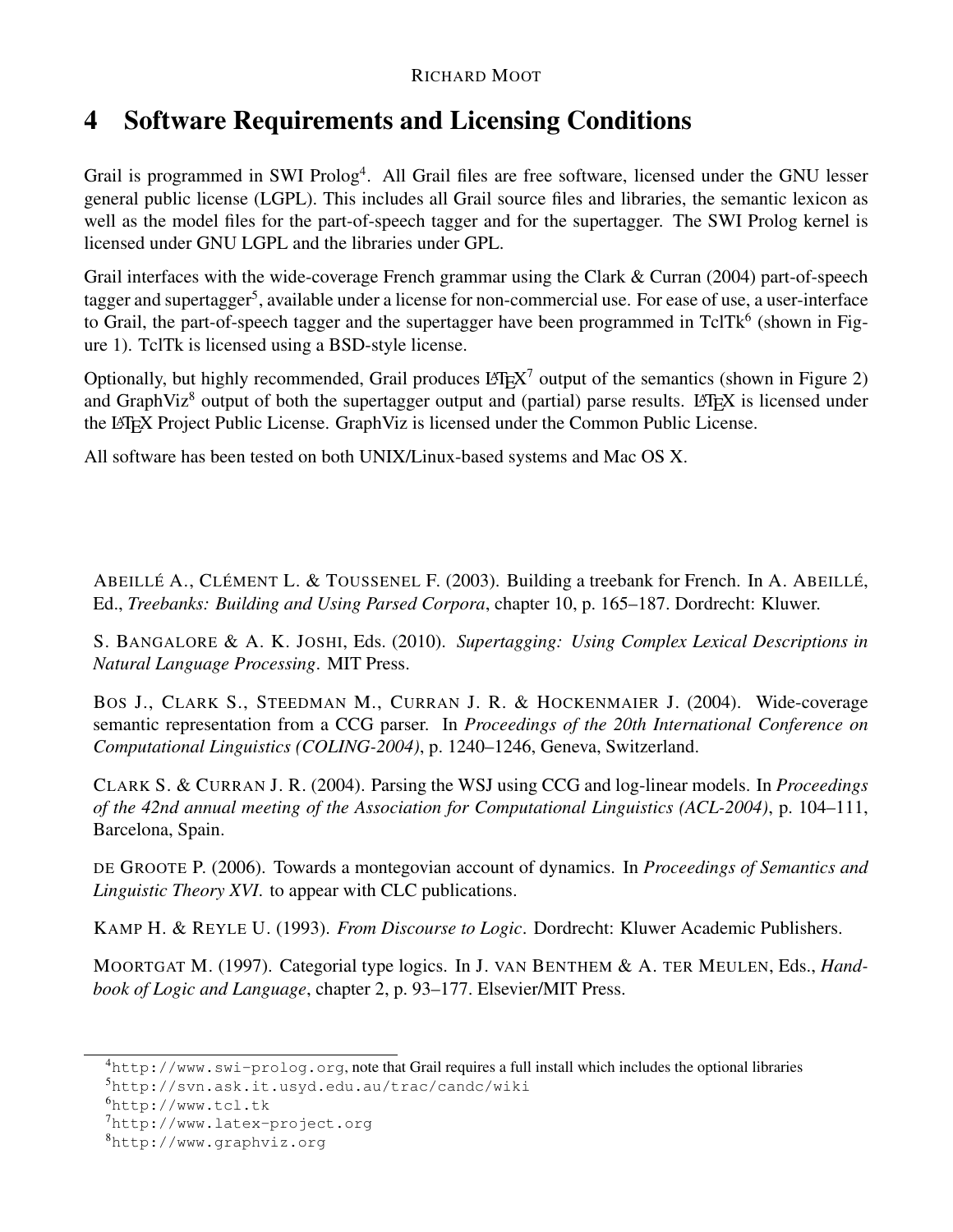## 4 Software Requirements and Licensing Conditions

Grail is programmed in SWI Prolog[4]. All Grail files are free software, licensed under the GNU lesser general public license (LGPL). This includes all Grail source files and libraries, the semantic lexicon as well as the model files for the part-of-speech tagger and for the supertagger. The SWI Prolog kernel is licensed under GNU LGPL and the libraries under GPL.

Grail interfaces with the wide-coverage French grammar using the Clark & Curran (2004) part-of-speech tagger and supertagger[5], available under a license for non-commercial use. For ease of use, a user-interface to Grail, the part-of-speech tagger and the supertagger have been programmed in TclTk[6] (shown in Figure 1). TclTk is licensed using a BSD-style license.

Optionally, but highly recommended, Grail produces LaTeX[7] output of the semantics (shown in Figure 2) and GraphViz[8] output of both the supertagger output and (partial) parse results. LaTeX is licensed under the LaTeX Project Public License. GraphViz is licensed under the Common Public License.

All software has been tested on both UNIX/Linux-based systems and Mac OS X.

ABEILLÉ A., CLÉMENT L. & TOUSSENEL F. (2003). Building a treebank for French. In A. ABEILLÉ, Ed., *Treebanks: Building and Using Parsed Corpora*, chapter 10, p. 165–187. Dordrecht: Kluwer.

S. BANGALORE & A. K. JOSHI, Eds. (2010). *Supertagging: Using Complex Lexical Descriptions in Natural Language Processing*. MIT Press.

BOS J., CLARK S., STEEDMAN M., CURRAN J. R. & HOCKENMAIER J. (2004). Wide-coverage semantic representation from a CCG parser. In *Proceedings of the 20th International Conference on Computational Linguistics (COLING-2004)*, p. 1240–1246, Geneva, Switzerland.

CLARK S. & CURRAN J. R. (2004). Parsing the WSJ using CCG and log-linear models. In *Proceedings of the 42nd annual meeting of the Association for Computational Linguistics (ACL-2004)*, p. 104–111, Barcelona, Spain.

DE GROOTE P. (2006). Towards a montegovian account of dynamics. In *Proceedings of Semantics and Linguistic Theory XVI*. to appear with CLC publications.

KAMP H. & REYLE U. (1993). *From Discourse to Logic*. Dordrecht: Kluwer Academic Publishers.

MOORTGAT M. (1997). Categorial type logics. In J. VAN BENTHEM & A. TER MEULEN, Eds., *Handbook of Logic and Language*, chapter 2, p. 93–177. Elsevier/MIT Press.

---

[4] http://www.swi-prolog.org, note that Grail requires a full install which includes the optional libraries

[5] http://svn.ask.it.usyd.edu.au/trac/candc/wiki

[6] http://www.tcl.tk

[7] http://www.latex-project.org

[8] http://www.graphviz.org